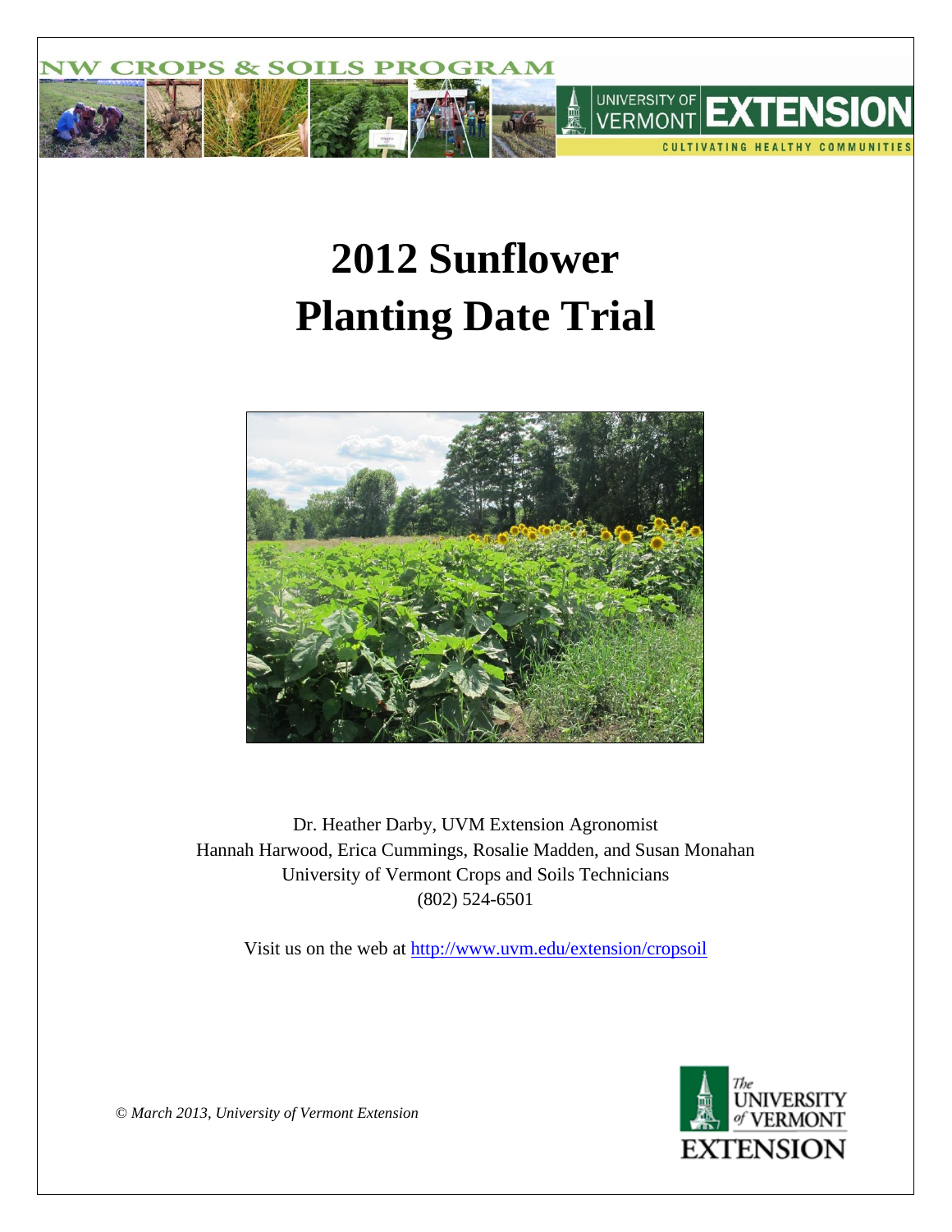# 2012 Sunflower Planting Date Trial

Dr. Heather Darby, UVM Extension Agronomist
Hannah Harwood, Erica Cummings, Rosalie Madden, and Susan Monahan
University of Vermont Crops and Soils Technicians
(802) 524-6501

Visit us on the web at http://www.uvm.edu/extension/cropsoil

*© March 2013, University of Vermont Extension*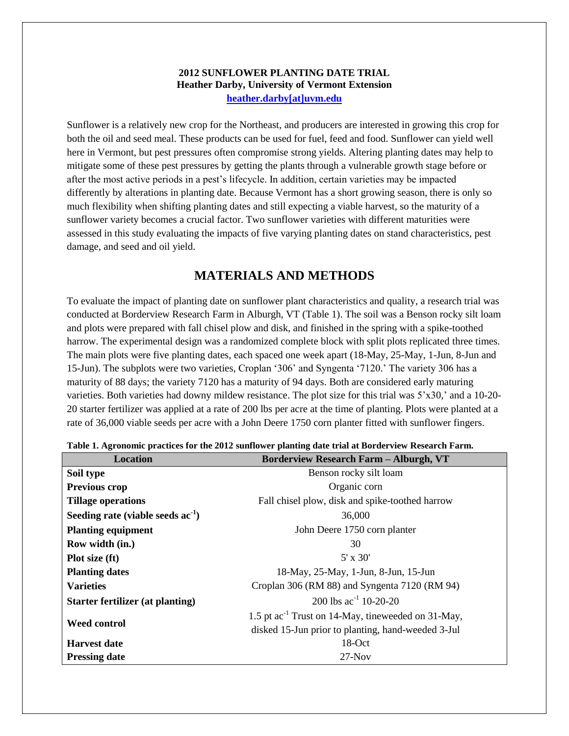**2012 SUNFLOWER PLANTING DATE TRIAL**
**Heather Darby, University of Vermont Extension**
**heather.darby[at]uvm.edu**

Sunflower is a relatively new crop for the Northeast, and producers are interested in growing this crop for both the oil and seed meal. These products can be used for fuel, feed and food. Sunflower can yield well here in Vermont, but pest pressures often compromise strong yields. Altering planting dates may help to mitigate some of these pest pressures by getting the plants through a vulnerable growth stage before or after the most active periods in a pest's lifecycle. In addition, certain varieties may be impacted differently by alterations in planting date. Because Vermont has a short growing season, there is only so much flexibility when shifting planting dates and still expecting a viable harvest, so the maturity of a sunflower variety becomes a crucial factor. Two sunflower varieties with different maturities were assessed in this study evaluating the impacts of five varying planting dates on stand characteristics, pest damage, and seed and oil yield.

## MATERIALS AND METHODS

To evaluate the impact of planting date on sunflower plant characteristics and quality, a research trial was conducted at Borderview Research Farm in Alburgh, VT (Table 1). The soil was a Benson rocky silt loam and plots were prepared with fall chisel plow and disk, and finished in the spring with a spike-toothed harrow. The experimental design was a randomized complete block with split plots replicated three times. The main plots were five planting dates, each spaced one week apart (18-May, 25-May, 1-Jun, 8-Jun and 15-Jun). The subplots were two varieties, Croplan '306' and Syngenta '7120.' The variety 306 has a maturity of 88 days; the variety 7120 has a maturity of 94 days. Both are considered early maturing varieties. Both varieties had downy mildew resistance. The plot size for this trial was 5'x30,' and a 10-20-20 starter fertilizer was applied at a rate of 200 lbs per acre at the time of planting. Plots were planted at a rate of 36,000 viable seeds per acre with a John Deere 1750 corn planter fitted with sunflower fingers.

**Table 1. Agronomic practices for the 2012 sunflower planting date trial at Borderview Research Farm.**

| Location | Borderview Research Farm – Alburgh, VT |
|---|---|
| **Soil type** | Benson rocky silt loam |
| **Previous crop** | Organic corn |
| **Tillage operations** | Fall chisel plow, disk and spike-toothed harrow |
| **Seeding rate (viable seeds ac$^{-1}$)** | 36,000 |
| **Planting equipment** | John Deere 1750 corn planter |
| **Row width (in.)** | 30 |
| **Plot size (ft)** | 5' x 30' |
| **Planting dates** | 18-May, 25-May, 1-Jun, 8-Jun, 15-Jun |
| **Varieties** | Croplan 306 (RM 88) and Syngenta 7120 (RM 94) |
| **Starter fertilizer (at planting)** | 200 lbs ac$^{-1}$ 10-20-20 |
| **Weed control** | 1.5 pt ac$^{-1}$ Trust on 14-May, tineweeded on 31-May, disked 15-Jun prior to planting, hand-weeded 3-Jul |
| **Harvest date** | 18-Oct |
| **Pressing date** | 27-Nov |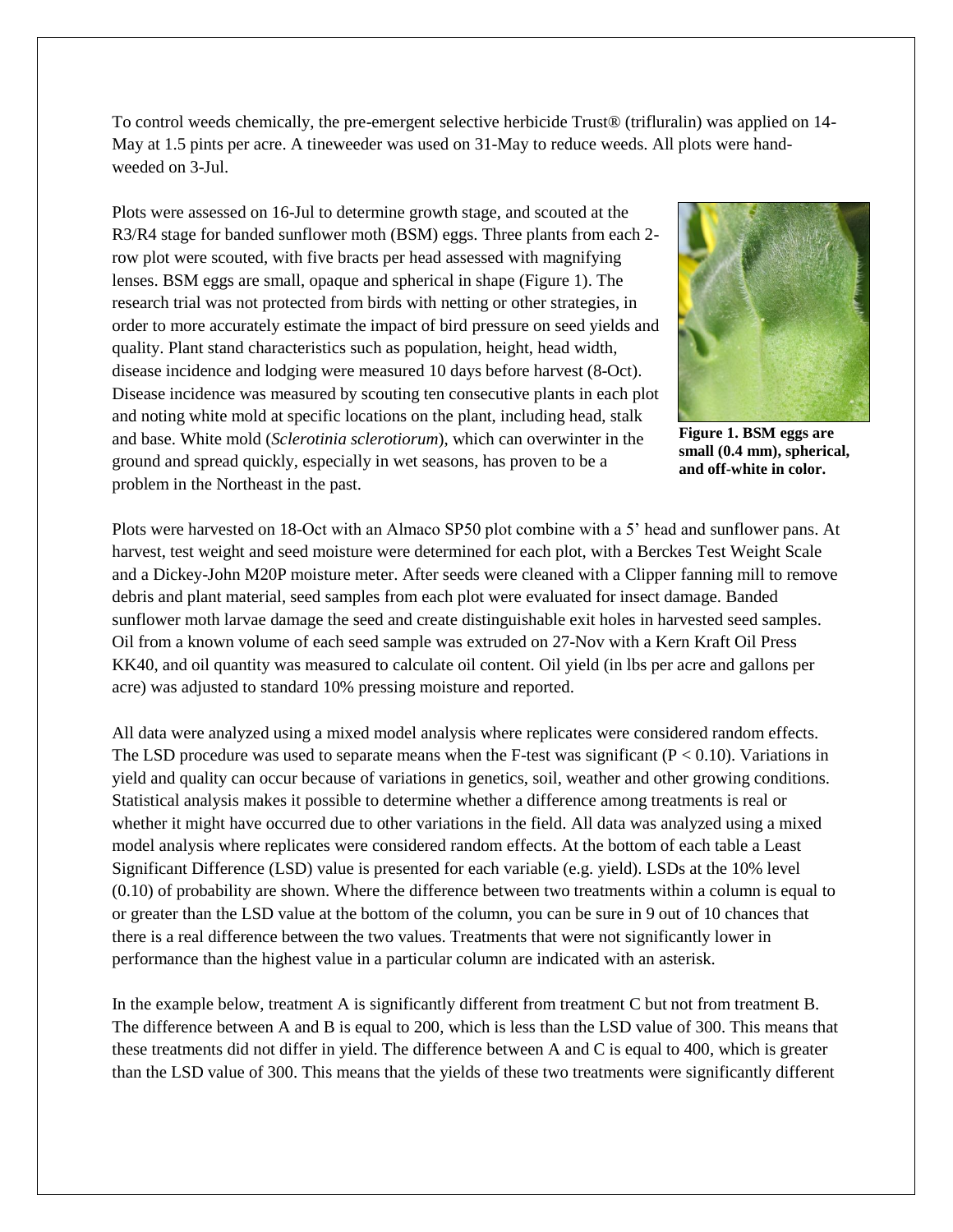To control weeds chemically, the pre-emergent selective herbicide Trust® (trifluralin) was applied on 14-May at 1.5 pints per acre. A tineweeder was used on 31-May to reduce weeds. All plots were hand-weeded on 3-Jul.

Plots were assessed on 16-Jul to determine growth stage, and scouted at the R3/R4 stage for banded sunflower moth (BSM) eggs. Three plants from each 2-row plot were scouted, with five bracts per head assessed with magnifying lenses. BSM eggs are small, opaque and spherical in shape (Figure 1). The research trial was not protected from birds with netting or other strategies, in order to more accurately estimate the impact of bird pressure on seed yields and quality. Plant stand characteristics such as population, height, head width, disease incidence and lodging were measured 10 days before harvest (8-Oct). Disease incidence was measured by scouting ten consecutive plants in each plot and noting white mold at specific locations on the plant, including head, stalk and base. White mold (*Sclerotinia sclerotiorum*), which can overwinter in the ground and spread quickly, especially in wet seasons, has proven to be a problem in the Northeast in the past.

**Figure 1. BSM eggs are small (0.4 mm), spherical, and off-white in color.**

Plots were harvested on 18-Oct with an Almaco SP50 plot combine with a 5' head and sunflower pans. At harvest, test weight and seed moisture were determined for each plot, with a Berckes Test Weight Scale and a Dickey-John M20P moisture meter. After seeds were cleaned with a Clipper fanning mill to remove debris and plant material, seed samples from each plot were evaluated for insect damage. Banded sunflower moth larvae damage the seed and create distinguishable exit holes in harvested seed samples. Oil from a known volume of each seed sample was extruded on 27-Nov with a Kern Kraft Oil Press KK40, and oil quantity was measured to calculate oil content. Oil yield (in lbs per acre and gallons per acre) was adjusted to standard 10% pressing moisture and reported.

All data were analyzed using a mixed model analysis where replicates were considered random effects. The LSD procedure was used to separate means when the F-test was significant ($P < 0.10$). Variations in yield and quality can occur because of variations in genetics, soil, weather and other growing conditions. Statistical analysis makes it possible to determine whether a difference among treatments is real or whether it might have occurred due to other variations in the field. All data was analyzed using a mixed model analysis where replicates were considered random effects. At the bottom of each table a Least Significant Difference (LSD) value is presented for each variable (e.g. yield). LSDs at the 10% level (0.10) of probability are shown. Where the difference between two treatments within a column is equal to or greater than the LSD value at the bottom of the column, you can be sure in 9 out of 10 chances that there is a real difference between the two values. Treatments that were not significantly lower in performance than the highest value in a particular column are indicated with an asterisk.

In the example below, treatment A is significantly different from treatment C but not from treatment B. The difference between A and B is equal to 200, which is less than the LSD value of 300. This means that these treatments did not differ in yield. The difference between A and C is equal to 400, which is greater than the LSD value of 300. This means that the yields of these two treatments were significantly different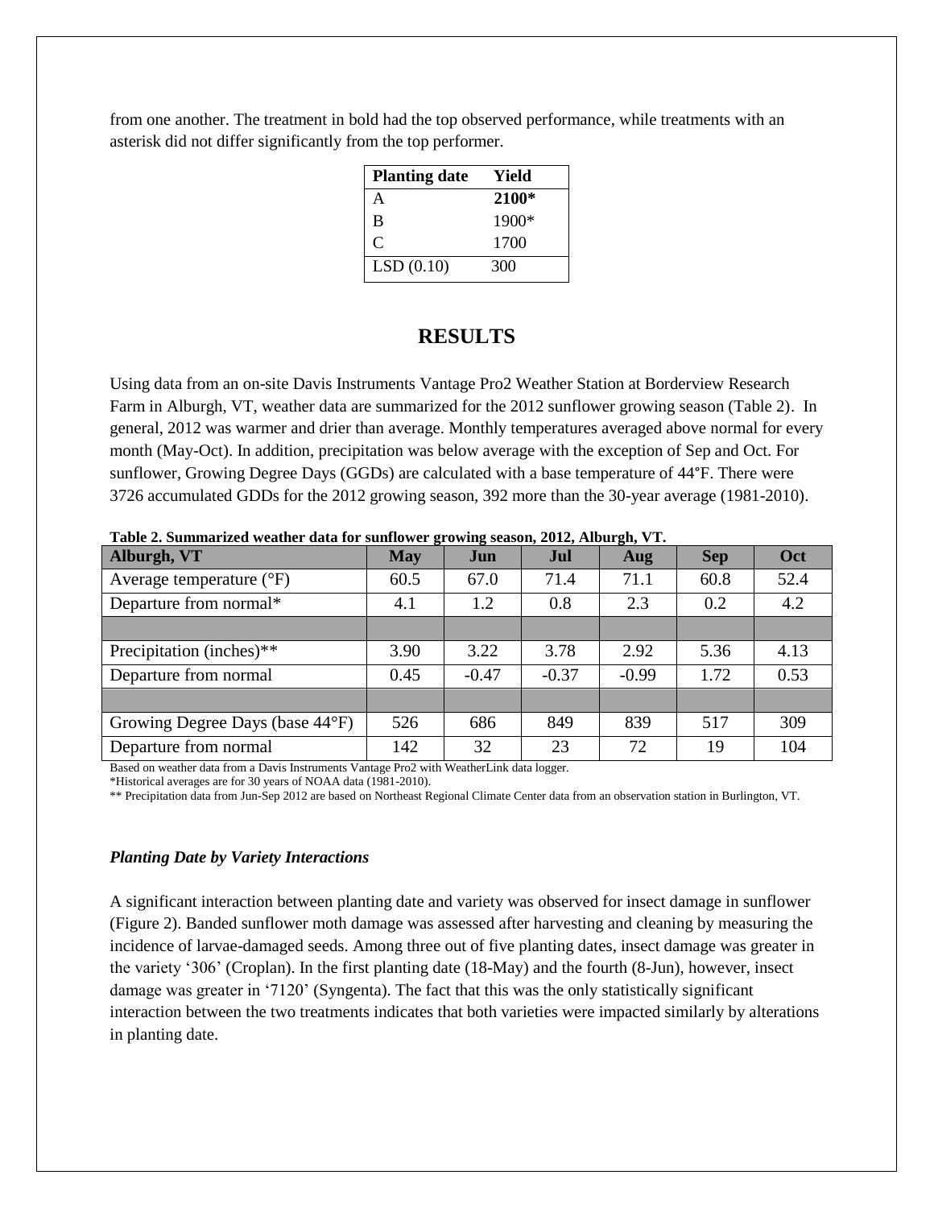from one another. The treatment in bold had the top observed performance, while treatments with an asterisk did not differ significantly from the top performer.

| Planting date | Yield |
|---|---|
| A | **2100*** |
| B | 1900* |
| C | 1700 |
| LSD (0.10) | 300 |

## RESULTS

Using data from an on-site Davis Instruments Vantage Pro2 Weather Station at Borderview Research Farm in Alburgh, VT, weather data are summarized for the 2012 sunflower growing season (Table 2). In general, 2012 was warmer and drier than average. Monthly temperatures averaged above normal for every month (May-Oct). In addition, precipitation was below average with the exception of Sep and Oct. For sunflower, Growing Degree Days (GGDs) are calculated with a base temperature of 44°F. There were 3726 accumulated GDDs for the 2012 growing season, 392 more than the 30-year average (1981-2010).

**Table 2. Summarized weather data for sunflower growing season, 2012, Alburgh, VT.**

| Alburgh, VT | May | Jun | Jul | Aug | Sep | Oct |
|---|---|---|---|---|---|---|
| Average temperature (°F) | 60.5 | 67.0 | 71.4 | 71.1 | 60.8 | 52.4 |
| Departure from normal* | 4.1 | 1.2 | 0.8 | 2.3 | 0.2 | 4.2 |
| | | | | | | |
| Precipitation (inches)** | 3.90 | 3.22 | 3.78 | 2.92 | 5.36 | 4.13 |
| Departure from normal | 0.45 | -0.47 | -0.37 | -0.99 | 1.72 | 0.53 |
| | | | | | | |
| Growing Degree Days (base 44°F) | 526 | 686 | 849 | 839 | 517 | 309 |
| Departure from normal | 142 | 32 | 23 | 72 | 19 | 104 |

Based on weather data from a Davis Instruments Vantage Pro2 with WeatherLink data logger.
*Historical averages are for 30 years of NOAA data (1981-2010).
** Precipitation data from Jun-Sep 2012 are based on Northeast Regional Climate Center data from an observation station in Burlington, VT.

### *Planting Date by Variety Interactions*

A significant interaction between planting date and variety was observed for insect damage in sunflower (Figure 2). Banded sunflower moth damage was assessed after harvesting and cleaning by measuring the incidence of larvae-damaged seeds. Among three out of five planting dates, insect damage was greater in the variety '306' (Croplan). In the first planting date (18-May) and the fourth (8-Jun), however, insect damage was greater in '7120' (Syngenta). The fact that this was the only statistically significant interaction between the two treatments indicates that both varieties were impacted similarly by alterations in planting date.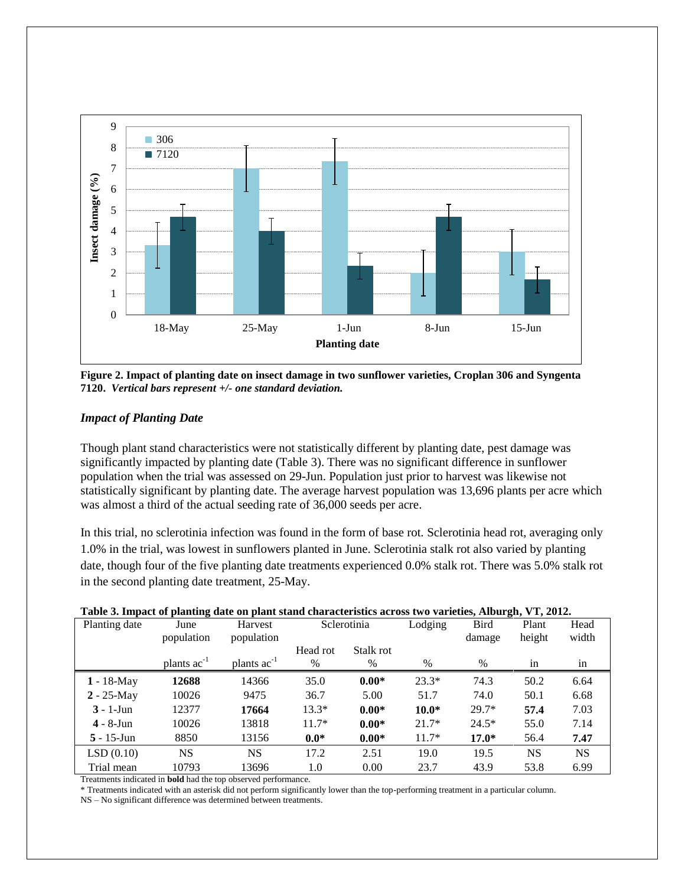**Figure 2. Impact of planting date on insect damage in two sunflower varieties, Croplan 306 and Syngenta 7120.** ***Vertical bars represent +/- one standard deviation.***

### *Impact of Planting Date*

Though plant stand characteristics were not statistically different by planting date, pest damage was significantly impacted by planting date (Table 3). There was no significant difference in sunflower population when the trial was assessed on 29-Jun. Population just prior to harvest was likewise not statistically significant by planting date. The average harvest population was 13,696 plants per acre which was almost a third of the actual seeding rate of 36,000 seeds per acre.

In this trial, no sclerotinia infection was found in the form of base rot. Sclerotinia head rot, averaging only 1.0% in the trial, was lowest in sunflowers planted in June. Sclerotinia stalk rot also varied by planting date, though four of the five planting date treatments experienced 0.0% stalk rot. There was 5.0% stalk rot in the second planting date treatment, 25-May.

**Table 3. Impact of planting date on plant stand characteristics across two varieties, Alburgh, VT, 2012.**

| Planting date | June population | Harvest population | Sclerotinia | | Lodging | Bird damage | Plant height | Head width |
|---|---|---|---|---|---|---|---|---|
| | | | Head rot | Stalk rot | | | | |
| | plants ac$^{-1}$ | plants ac$^{-1}$ | % | % | % | % | in | in |
| **1** - 18-May | **12688** | 14366 | 35.0 | **0.00*** | 23.3* | 74.3 | 50.2 | 6.64 |
| **2** - 25-May | 10026 | 9475 | 36.7 | 5.00 | 51.7 | 74.0 | 50.1 | 6.68 |
| **3** - 1-Jun | 12377 | **17664** | 13.3* | **0.00*** | **10.0*** | 29.7* | **57.4** | 7.03 |
| **4** - 8-Jun | 10026 | 13818 | 11.7* | **0.00*** | 21.7* | 24.5* | 55.0 | 7.14 |
| **5** - 15-Jun | 8850 | 13156 | **0.0*** | **0.00*** | 11.7* | **17.0*** | 56.4 | **7.47** |
| LSD (0.10) | NS | NS | 17.2 | 2.51 | 19.0 | 19.5 | NS | NS |
| Trial mean | 10793 | 13696 | 1.0 | 0.00 | 23.7 | 43.9 | 53.8 | 6.99 |

Treatments indicated in **bold** had the top observed performance.

\* Treatments indicated with an asterisk did not perform significantly lower than the top-performing treatment in a particular column.

NS – No significant difference was determined between treatments.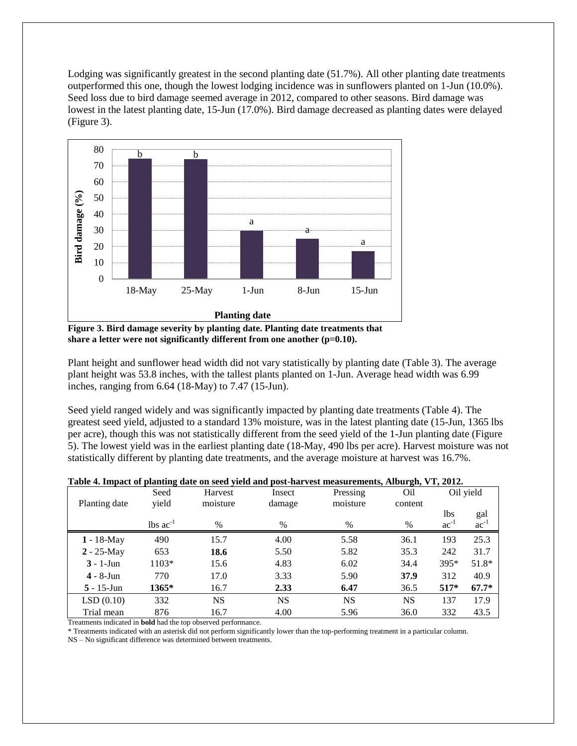Lodging was significantly greatest in the second planting date (51.7%). All other planting date treatments outperformed this one, though the lowest lodging incidence was in sunflowers planted on 1-Jun (10.0%). Seed loss due to bird damage seemed average in 2012, compared to other seasons. Bird damage was lowest in the latest planting date, 15-Jun (17.0%). Bird damage decreased as planting dates were delayed (Figure 3).

**Figure 3. Bird damage severity by planting date. Planting date treatments that share a letter were not significantly different from one another (p=0.10).**

Plant height and sunflower head width did not vary statistically by planting date (Table 3). The average plant height was 53.8 inches, with the tallest plants planted on 1-Jun. Average head width was 6.99 inches, ranging from 6.64 (18-May) to 7.47 (15-Jun).

Seed yield ranged widely and was significantly impacted by planting date treatments (Table 4). The greatest seed yield, adjusted to a standard 13% moisture, was in the latest planting date (15-Jun, 1365 lbs per acre), though this was not statistically different from the seed yield of the 1-Jun planting date (Figure 5). The lowest yield was in the earliest planting date (18-May, 490 lbs per acre). Harvest moisture was not statistically different by planting date treatments, and the average moisture at harvest was 16.7%.

**Table 4. Impact of planting date on seed yield and post-harvest measurements, Alburgh, VT, 2012.**

| Planting date | Seed yield | Harvest moisture | Insect damage | Pressing moisture | Oil content | Oil yield | |
|---|---|---|---|---|---|---|---|
| | lbs $ac^{-1}$ | % | % | % | % | lbs $ac^{-1}$ | gal $ac^{-1}$ |
| **1** - 18-May | 490 | 15.7 | 4.00 | 5.58 | 36.1 | 193 | 25.3 |
| **2** - 25-May | 653 | **18.6** | 5.50 | 5.82 | 35.3 | 242 | 31.7 |
| **3** - 1-Jun | 1103* | 15.6 | 4.83 | 6.02 | 34.4 | 395* | 51.8* |
| **4** - 8-Jun | 770 | 17.0 | 3.33 | 5.90 | **37.9** | 312 | 40.9 |
| **5** - 15-Jun | **1365*** | 16.7 | **2.33** | **6.47** | 36.5 | **517*** | **67.7*** |
| LSD (0.10) | 332 | NS | NS | NS | NS | 137 | 17.9 |
| Trial mean | 876 | 16.7 | 4.00 | 5.96 | 36.0 | 332 | 43.5 |

Treatments indicated in **bold** had the top observed performance.
* Treatments indicated with an asterisk did not perform significantly lower than the top-performing treatment in a particular column.
NS – No significant difference was determined between treatments.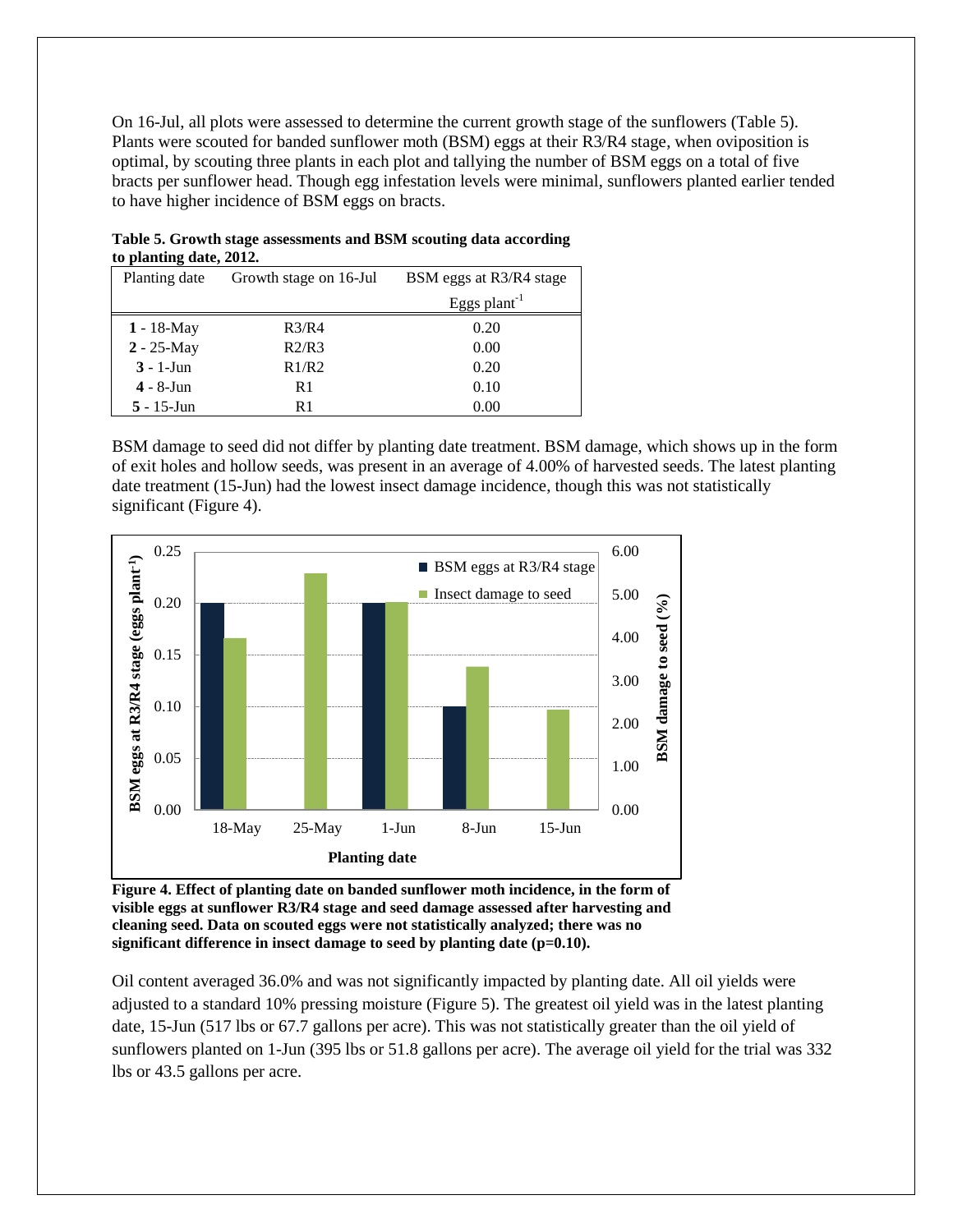On 16-Jul, all plots were assessed to determine the current growth stage of the sunflowers (Table 5). Plants were scouted for banded sunflower moth (BSM) eggs at their R3/R4 stage, when oviposition is optimal, by scouting three plants in each plot and tallying the number of BSM eggs on a total of five bracts per sunflower head. Though egg infestation levels were minimal, sunflowers planted earlier tended to have higher incidence of BSM eggs on bracts.

**Table 5. Growth stage assessments and BSM scouting data according to planting date, 2012.**

| Planting date | Growth stage on 16-Jul | BSM eggs at R3/R4 stage |
|---|---|---|
| | | Eggs plant$^{-1}$ |
| **1** - 18-May | R3/R4 | 0.20 |
| **2** - 25-May | R2/R3 | 0.00 |
| **3** - 1-Jun | R1/R2 | 0.20 |
| **4** - 8-Jun | R1 | 0.10 |
| **5** - 15-Jun | R1 | 0.00 |

BSM damage to seed did not differ by planting date treatment. BSM damage, which shows up in the form of exit holes and hollow seeds, was present in an average of 4.00% of harvested seeds. The latest planting date treatment (15-Jun) had the lowest insect damage incidence, though this was not statistically significant (Figure 4).

**Figure 4. Effect of planting date on banded sunflower moth incidence, in the form of visible eggs at sunflower R3/R4 stage and seed damage assessed after harvesting and cleaning seed. Data on scouted eggs were not statistically analyzed; there was no significant difference in insect damage to seed by planting date (p=0.10).**

Oil content averaged 36.0% and was not significantly impacted by planting date. All oil yields were adjusted to a standard 10% pressing moisture (Figure 5). The greatest oil yield was in the latest planting date, 15-Jun (517 lbs or 67.7 gallons per acre). This was not statistically greater than the oil yield of sunflowers planted on 1-Jun (395 lbs or 51.8 gallons per acre). The average oil yield for the trial was 332 lbs or 43.5 gallons per acre.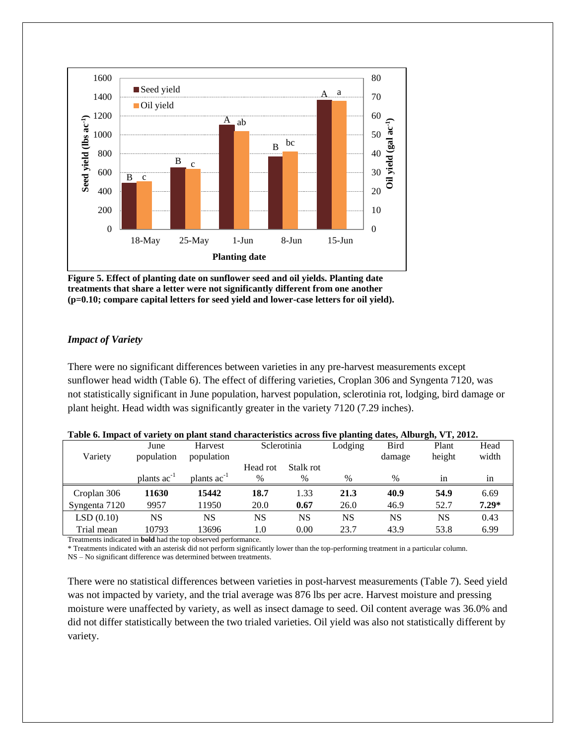Figure 5. Effect of planting date on sunflower seed and oil yields. Planting date treatments that share a letter were not significantly different from one another (p=0.10; compare capital letters for seed yield and lower-case letters for oil yield).

### *Impact of Variety*

There were no significant differences between varieties in any pre-harvest measurements except sunflower head width (Table 6). The effect of differing varieties, Croplan 306 and Syngenta 7120, was not statistically significant in June population, harvest population, sclerotinia rot, lodging, bird damage or plant height. Head width was significantly greater in the variety 7120 (7.29 inches).

**Table 6. Impact of variety on plant stand characteristics across five planting dates, Alburgh, VT, 2012.**

| Variety | June population | Harvest population | Sclerotinia | | Lodging | Bird damage | Plant height | Head width |
|---|---|---|---|---|---|---|---|---|
| | | | Head rot | Stalk rot | | | | |
| | plants ac$^{-1}$ | plants ac$^{-1}$ | % | % | % | % | in | in |
| Croplan 306 | **11630** | **15442** | **18.7** | 1.33 | **21.3** | **40.9** | **54.9** | 6.69 |
| Syngenta 7120 | 9957 | 11950 | 20.0 | **0.67** | 26.0 | 46.9 | 52.7 | **7.29*** |
| LSD (0.10) | NS | NS | NS | NS | NS | NS | NS | 0.43 |
| Trial mean | 10793 | 13696 | 1.0 | 0.00 | 23.7 | 43.9 | 53.8 | 6.99 |

Treatments indicated in **bold** had the top observed performance.
* Treatments indicated with an asterisk did not perform significantly lower than the top-performing treatment in a particular column.
NS – No significant difference was determined between treatments.

There were no statistical differences between varieties in post-harvest measurements (Table 7). Seed yield was not impacted by variety, and the trial average was 876 lbs per acre. Harvest moisture and pressing moisture were unaffected by variety, as well as insect damage to seed. Oil content average was 36.0% and did not differ statistically between the two trialed varieties. Oil yield was also not statistically different by variety.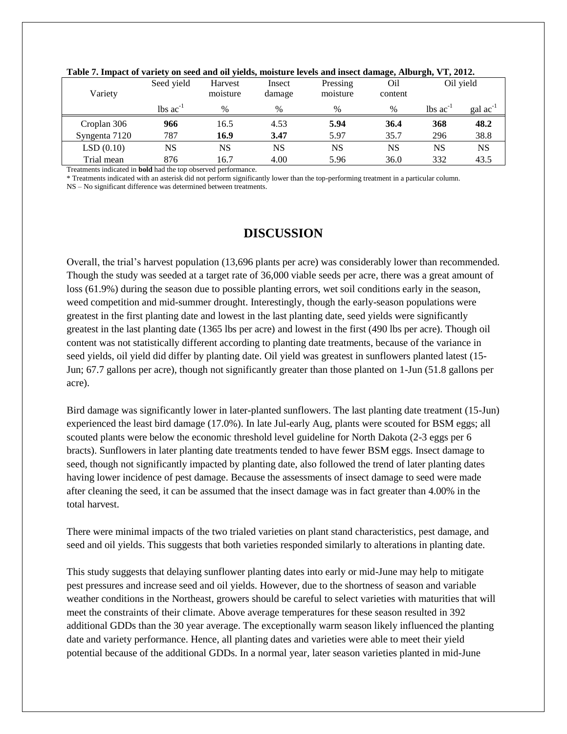**Table 7. Impact of variety on seed and oil yields, moisture levels and insect damage, Alburgh, VT, 2012.**

| Variety | Seed yield | Harvest moisture | Insect damage | Pressing moisture | Oil content | Oil yield | |
|---|---|---|---|---|---|---|---|
| | lbs ac$^{-1}$ | % | % | % | % | lbs ac$^{-1}$ | gal ac$^{-1}$ |
| Croplan 306 | **966** | 16.5 | 4.53 | **5.94** | **36.4** | **368** | **48.2** |
| Syngenta 7120 | 787 | **16.9** | **3.47** | 5.97 | 35.7 | 296 | 38.8 |
| LSD (0.10) | NS | NS | NS | NS | NS | NS | NS |
| Trial mean | 876 | 16.7 | 4.00 | 5.96 | 36.0 | 332 | 43.5 |

Treatments indicated in **bold** had the top observed performance.
* Treatments indicated with an asterisk did not perform significantly lower than the top-performing treatment in a particular column.
NS – No significant difference was determined between treatments.

## DISCUSSION

Overall, the trial's harvest population (13,696 plants per acre) was considerably lower than recommended. Though the study was seeded at a target rate of 36,000 viable seeds per acre, there was a great amount of loss (61.9%) during the season due to possible planting errors, wet soil conditions early in the season, weed competition and mid-summer drought. Interestingly, though the early-season populations were greatest in the first planting date and lowest in the last planting date, seed yields were significantly greatest in the last planting date (1365 lbs per acre) and lowest in the first (490 lbs per acre). Though oil content was not statistically different according to planting date treatments, because of the variance in seed yields, oil yield did differ by planting date. Oil yield was greatest in sunflowers planted latest (15-Jun; 67.7 gallons per acre), though not significantly greater than those planted on 1-Jun (51.8 gallons per acre).

Bird damage was significantly lower in later-planted sunflowers. The last planting date treatment (15-Jun) experienced the least bird damage (17.0%). In late Jul-early Aug, plants were scouted for BSM eggs; all scouted plants were below the economic threshold level guideline for North Dakota (2-3 eggs per 6 bracts). Sunflowers in later planting date treatments tended to have fewer BSM eggs. Insect damage to seed, though not significantly impacted by planting date, also followed the trend of later planting dates having lower incidence of pest damage. Because the assessments of insect damage to seed were made after cleaning the seed, it can be assumed that the insect damage was in fact greater than 4.00% in the total harvest.

There were minimal impacts of the two trialed varieties on plant stand characteristics, pest damage, and seed and oil yields. This suggests that both varieties responded similarly to alterations in planting date.

This study suggests that delaying sunflower planting dates into early or mid-June may help to mitigate pest pressures and increase seed and oil yields. However, due to the shortness of season and variable weather conditions in the Northeast, growers should be careful to select varieties with maturities that will meet the constraints of their climate. Above average temperatures for these season resulted in 392 additional GDDs than the 30 year average. The exceptionally warm season likely influenced the planting date and variety performance. Hence, all planting dates and varieties were able to meet their yield potential because of the additional GDDs. In a normal year, later season varieties planted in mid-June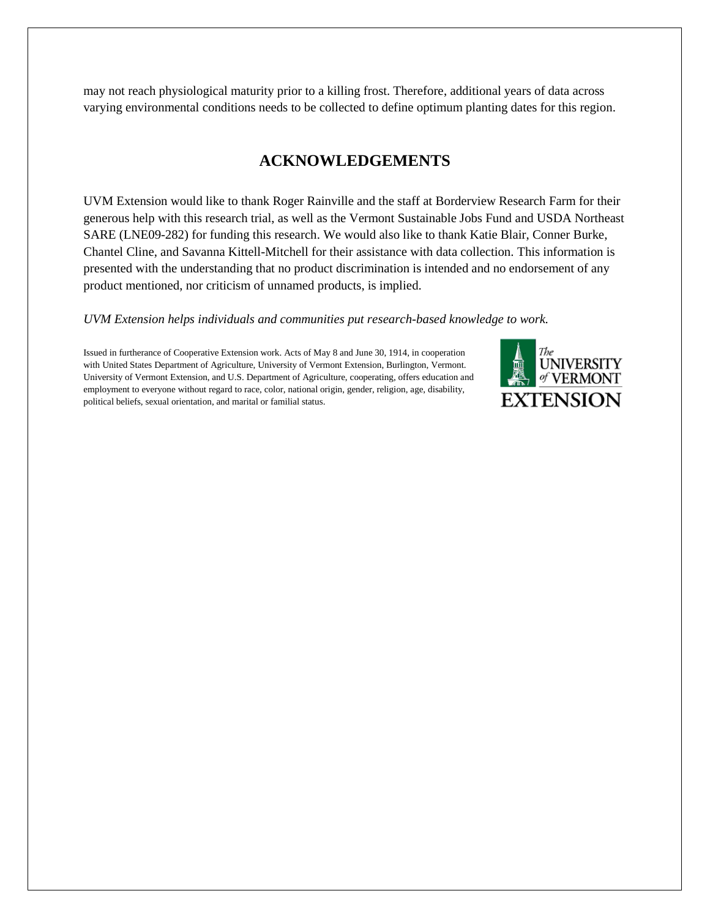may not reach physiological maturity prior to a killing frost. Therefore, additional years of data across varying environmental conditions needs to be collected to define optimum planting dates for this region.

## ACKNOWLEDGEMENTS

UVM Extension would like to thank Roger Rainville and the staff at Borderview Research Farm for their generous help with this research trial, as well as the Vermont Sustainable Jobs Fund and USDA Northeast SARE (LNE09-282) for funding this research. We would also like to thank Katie Blair, Conner Burke, Chantel Cline, and Savanna Kittell-Mitchell for their assistance with data collection. This information is presented with the understanding that no product discrimination is intended and no endorsement of any product mentioned, nor criticism of unnamed products, is implied.

*UVM Extension helps individuals and communities put research-based knowledge to work.*

Issued in furtherance of Cooperative Extension work. Acts of May 8 and June 30, 1914, in cooperation with United States Department of Agriculture, University of Vermont Extension, Burlington, Vermont. University of Vermont Extension, and U.S. Department of Agriculture, cooperating, offers education and employment to everyone without regard to race, color, national origin, gender, religion, age, disability, political beliefs, sexual orientation, and marital or familial status.

The University of Vermont Extension